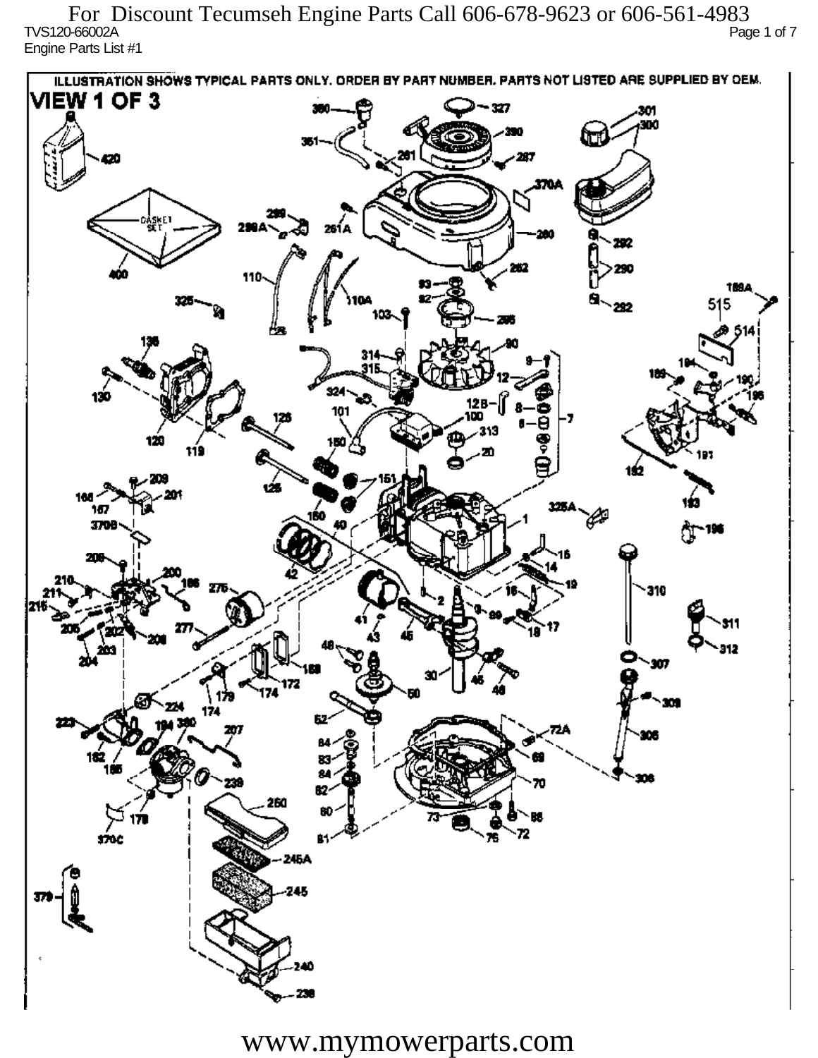For Discount Tecumseh Engine Parts Call 606-678-9623 or 606-561-4983

TVS120-66002A

Engine Parts List #1

ILLUSTRATION SHOWS TYPICAL PARTS ONLY. ORDER BY PART NUMBER. PARTS NOT LISTED ARE SUPPLIED BY OEM.

VIEW 1 OF 3

www.mymowerparts.com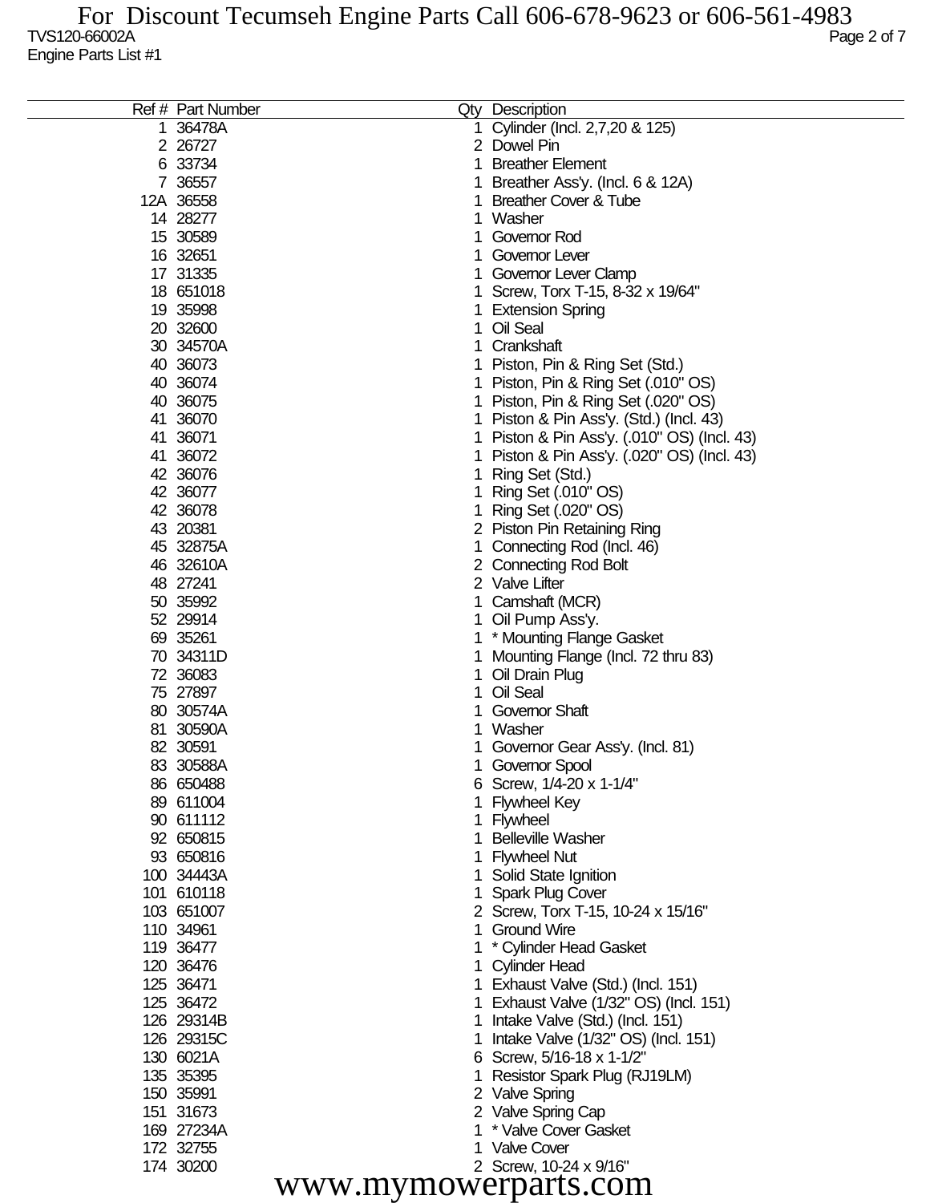TVS120-66002A

Engine Parts List #1

| Ref # | Part Number | Qty | Description |
|---|---|---|---|
| 1 | 36478A | 1 | Cylinder (Incl. 2,7,20 & 125) |
| 2 | 26727 | 2 | Dowel Pin |
| 6 | 33734 | 1 | Breather Element |
| 7 | 36557 | 1 | Breather Ass'y. (Incl. 6 & 12A) |
| 12A | 36558 | 1 | Breather Cover & Tube |
| 14 | 28277 | 1 | Washer |
| 15 | 30589 | 1 | Governor Rod |
| 16 | 32651 | 1 | Governor Lever |
| 17 | 31335 | 1 | Governor Lever Clamp |
| 18 | 651018 | 1 | Screw, Torx T-15, 8-32 x 19/64" |
| 19 | 35998 | 1 | Extension Spring |
| 20 | 32600 | 1 | Oil Seal |
| 30 | 34570A | 1 | Crankshaft |
| 40 | 36073 | 1 | Piston, Pin & Ring Set (Std.) |
| 40 | 36074 | 1 | Piston, Pin & Ring Set (.010" OS) |
| 40 | 36075 | 1 | Piston, Pin & Ring Set (.020" OS) |
| 41 | 36070 | 1 | Piston & Pin Ass'y. (Std.) (Incl. 43) |
| 41 | 36071 | 1 | Piston & Pin Ass'y. (.010" OS) (Incl. 43) |
| 41 | 36072 | 1 | Piston & Pin Ass'y. (.020" OS) (Incl. 43) |
| 42 | 36076 | 1 | Ring Set (Std.) |
| 42 | 36077 | 1 | Ring Set (.010" OS) |
| 42 | 36078 | 1 | Ring Set (.020" OS) |
| 43 | 20381 | 2 | Piston Pin Retaining Ring |
| 45 | 32875A | 1 | Connecting Rod (Incl. 46) |
| 46 | 32610A | 2 | Connecting Rod Bolt |
| 48 | 27241 | 2 | Valve Lifter |
| 50 | 35992 | 1 | Camshaft (MCR) |
| 52 | 29914 | 1 | Oil Pump Ass'y. |
| 69 | 35261 | 1 | * Mounting Flange Gasket |
| 70 | 34311D | 1 | Mounting Flange (Incl. 72 thru 83) |
| 72 | 36083 | 1 | Oil Drain Plug |
| 75 | 27897 | 1 | Oil Seal |
| 80 | 30574A | 1 | Governor Shaft |
| 81 | 30590A | 1 | Washer |
| 82 | 30591 | 1 | Governor Gear Ass'y. (Incl. 81) |
| 83 | 30588A | 1 | Governor Spool |
| 86 | 650488 | 6 | Screw, 1/4-20 x 1-1/4" |
| 89 | 611004 | 1 | Flywheel Key |
| 90 | 611112 | 1 | Flywheel |
| 92 | 650815 | 1 | Belleville Washer |
| 93 | 650816 | 1 | Flywheel Nut |
| 100 | 34443A | 1 | Solid State Ignition |
| 101 | 610118 | 1 | Spark Plug Cover |
| 103 | 651007 | 2 | Screw, Torx T-15, 10-24 x 15/16" |
| 110 | 34961 | 1 | Ground Wire |
| 119 | 36477 | 1 | * Cylinder Head Gasket |
| 120 | 36476 | 1 | Cylinder Head |
| 125 | 36471 | 1 | Exhaust Valve (Std.) (Incl. 151) |
| 125 | 36472 | 1 | Exhaust Valve (1/32" OS) (Incl. 151) |
| 126 | 29314B | 1 | Intake Valve (Std.) (Incl. 151) |
| 126 | 29315C | 1 | Intake Valve (1/32" OS) (Incl. 151) |
| 130 | 6021A | 6 | Screw, 5/16-18 x 1-1/2" |
| 135 | 35395 | 1 | Resistor Spark Plug (RJ19LM) |
| 150 | 35991 | 2 | Valve Spring |
| 151 | 31673 | 2 | Valve Spring Cap |
| 169 | 27234A | 1 | * Valve Cover Gasket |
| 172 | 32755 | 1 | Valve Cover |
| 174 | 30200 | 2 | Screw, 10-24 x 9/16" |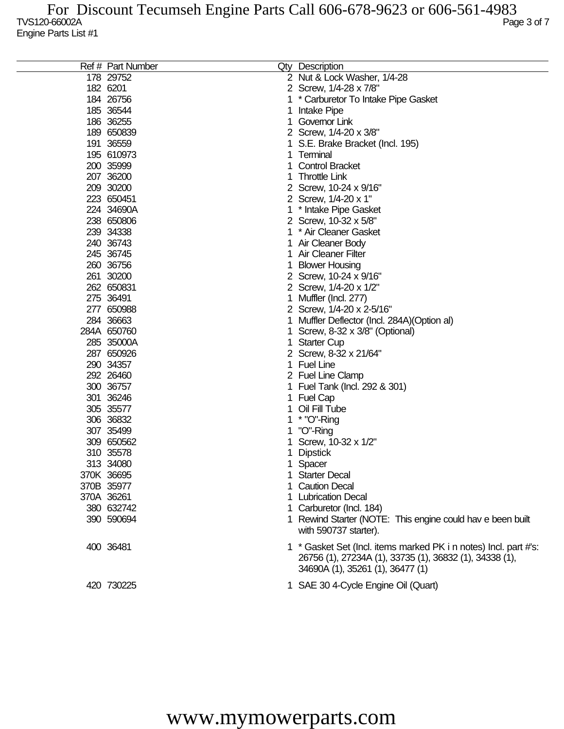TVS120-66002A

Engine Parts List #1

| Ref # | Part Number | Qty | Description |
|---|---|---|---|
| 178 | 29752 | 2 | Nut & Lock Washer, 1/4-28 |
| 182 | 6201 | 2 | Screw, 1/4-28 x 7/8" |
| 184 | 26756 | 1 | * Carburetor To Intake Pipe Gasket |
| 185 | 36544 | 1 | Intake Pipe |
| 186 | 36255 | 1 | Governor Link |
| 189 | 650839 | 2 | Screw, 1/4-20 x 3/8" |
| 191 | 36559 | 1 | S.E. Brake Bracket (Incl. 195) |
| 195 | 610973 | 1 | Terminal |
| 200 | 35999 | 1 | Control Bracket |
| 207 | 36200 | 1 | Throttle Link |
| 209 | 30200 | 2 | Screw, 10-24 x 9/16" |
| 223 | 650451 | 2 | Screw, 1/4-20 x 1" |
| 224 | 34690A | 1 | * Intake Pipe Gasket |
| 238 | 650806 | 2 | Screw, 10-32 x 5/8" |
| 239 | 34338 | 1 | * Air Cleaner Gasket |
| 240 | 36743 | 1 | Air Cleaner Body |
| 245 | 36745 | 1 | Air Cleaner Filter |
| 260 | 36756 | 1 | Blower Housing |
| 261 | 30200 | 2 | Screw, 10-24 x 9/16" |
| 262 | 650831 | 2 | Screw, 1/4-20 x 1/2" |
| 275 | 36491 | 1 | Muffler (Incl. 277) |
| 277 | 650988 | 2 | Screw, 1/4-20 x 2-5/16" |
| 284 | 36663 | 1 | Muffler Deflector (Incl. 284A)(Option al) |
| 284A | 650760 | 1 | Screw, 8-32 x 3/8" (Optional) |
| 285 | 35000A | 1 | Starter Cup |
| 287 | 650926 | 2 | Screw, 8-32 x 21/64" |
| 290 | 34357 | 1 | Fuel Line |
| 292 | 26460 | 2 | Fuel Line Clamp |
| 300 | 36757 | 1 | Fuel Tank (Incl. 292 & 301) |
| 301 | 36246 | 1 | Fuel Cap |
| 305 | 35577 | 1 | Oil Fill Tube |
| 306 | 36832 | 1 | * "O"-Ring |
| 307 | 35499 | 1 | "O"-Ring |
| 309 | 650562 | 1 | Screw, 10-32 x 1/2" |
| 310 | 35578 | 1 | Dipstick |
| 313 | 34080 | 1 | Spacer |
| 370K | 36695 | 1 | Starter Decal |
| 370B | 35977 | 1 | Caution Decal |
| 370A | 36261 | 1 | Lubrication Decal |
| 380 | 632742 | 1 | Carburetor (Incl. 184) |
| 390 | 590694 | 1 | Rewind Starter (NOTE: This engine could hav e been built with 590737 starter). |
| 400 | 36481 | 1 | * Gasket Set (Incl. items marked PK i n notes) Incl. part #'s: 26756 (1), 27234A (1), 33735 (1), 36832 (1), 34338 (1), 34690A (1), 35261 (1), 36477 (1) |
| 420 | 730225 | 1 | SAE 30 4-Cycle Engine Oil (Quart) |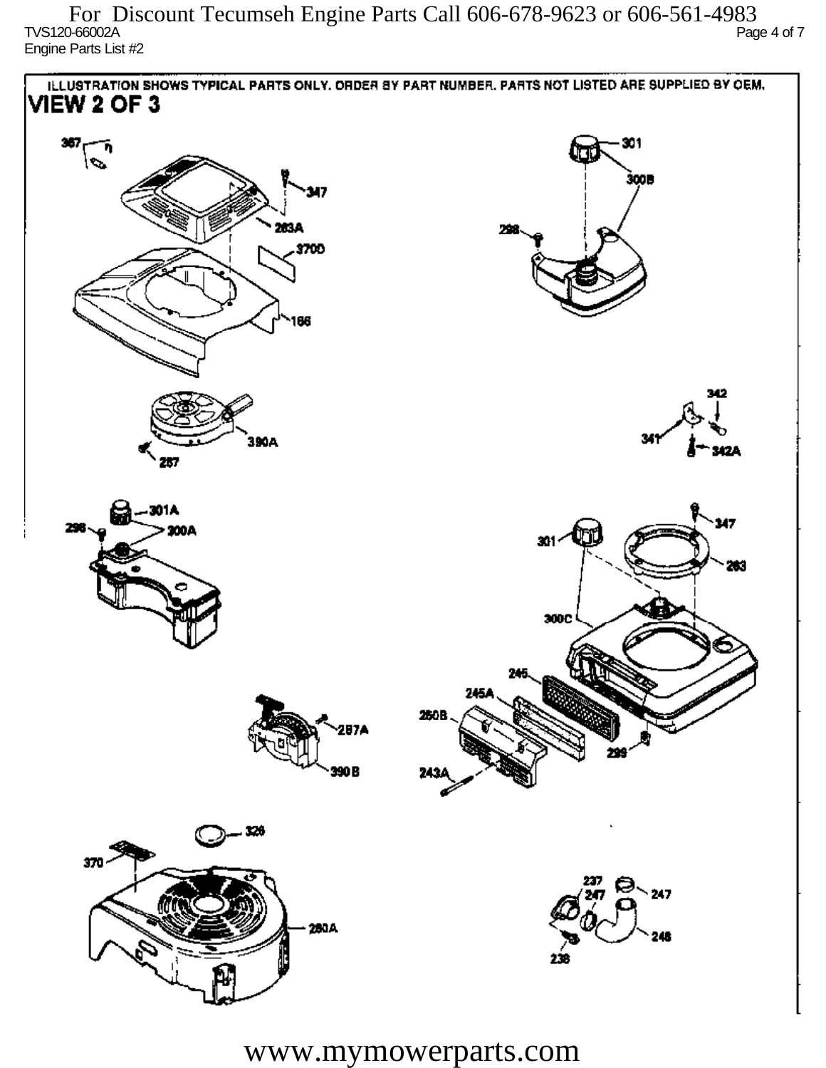ILLUSTRATION SHOWS TYPICAL PARTS ONLY. ORDER BY PART NUMBER. PARTS NOT LISTED ARE SUPPLIED BY OEM.

# VIEW 2 OF 3

367
347
283A
370D
166
301
300B
298
390A
267
342
341
342A
301A
298
300A
301
347
283
300C
246
245A
250B
298
243A
287A
390B
326
370
280A
237
247
247
248
238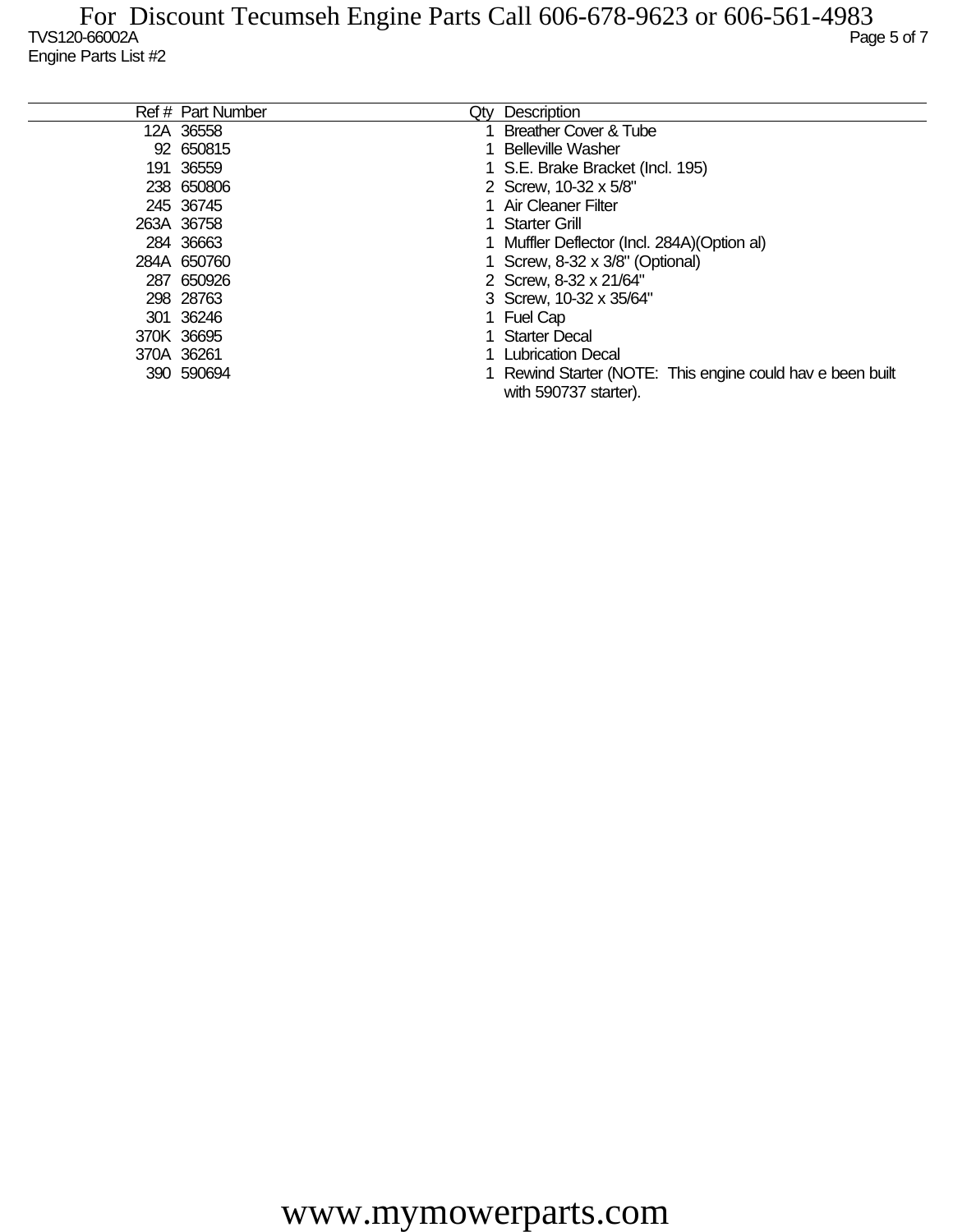TVS120-66002A

Engine Parts List #2

| Ref # | Part Number | Qty | Description |
|---|---|---|---|
| 12A | 36558 | 1 | Breather Cover & Tube |
| 92 | 650815 | 1 | Belleville Washer |
| 191 | 36559 | 1 | S.E. Brake Bracket (Incl. 195) |
| 238 | 650806 | 2 | Screw, 10-32 x 5/8" |
| 245 | 36745 | 1 | Air Cleaner Filter |
| 263A | 36758 | 1 | Starter Grill |
| 284 | 36663 | 1 | Muffler Deflector (Incl. 284A)(Option al) |
| 284A | 650760 | 1 | Screw, 8-32 x 3/8" (Optional) |
| 287 | 650926 | 2 | Screw, 8-32 x 21/64" |
| 298 | 28763 | 3 | Screw, 10-32 x 35/64" |
| 301 | 36246 | 1 | Fuel Cap |
| 370K | 36695 | 1 | Starter Decal |
| 370A | 36261 | 1 | Lubrication Decal |
| 390 | 590694 | 1 | Rewind Starter (NOTE: This engine could hav e been built with 590737 starter). |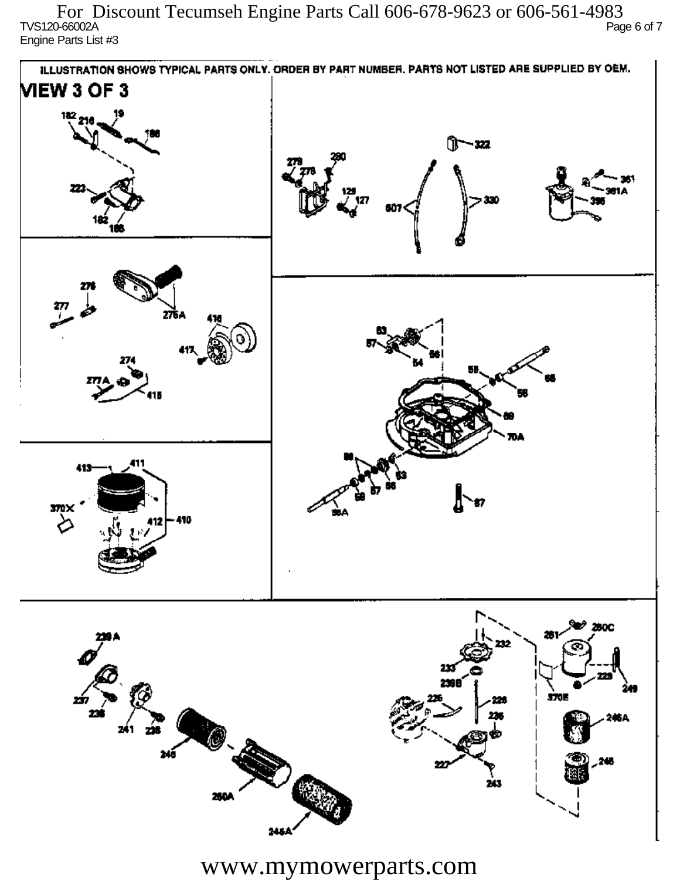ILLUSTRATION SHOWS TYPICAL PARTS ONLY. ORDER BY PART NUMBER. PARTS NOT LISTED ARE SUPPLIED BY OEM.

VIEW 3 OF 3

182 216 19 186

223

182 185

322

279 280 278

125 127

607 330

361 361A 395

276

277

275A 416

417

274

277A

415

63 57 54 56

55 58 55

69

70A

58 57 56 63

58 57 56

55A

67

413 411

370X

412 410

239A

237

238

241 235

245

250A

246A

232

233

239B

226 228

235

227

243

281 280C

370E 229 249

246A

246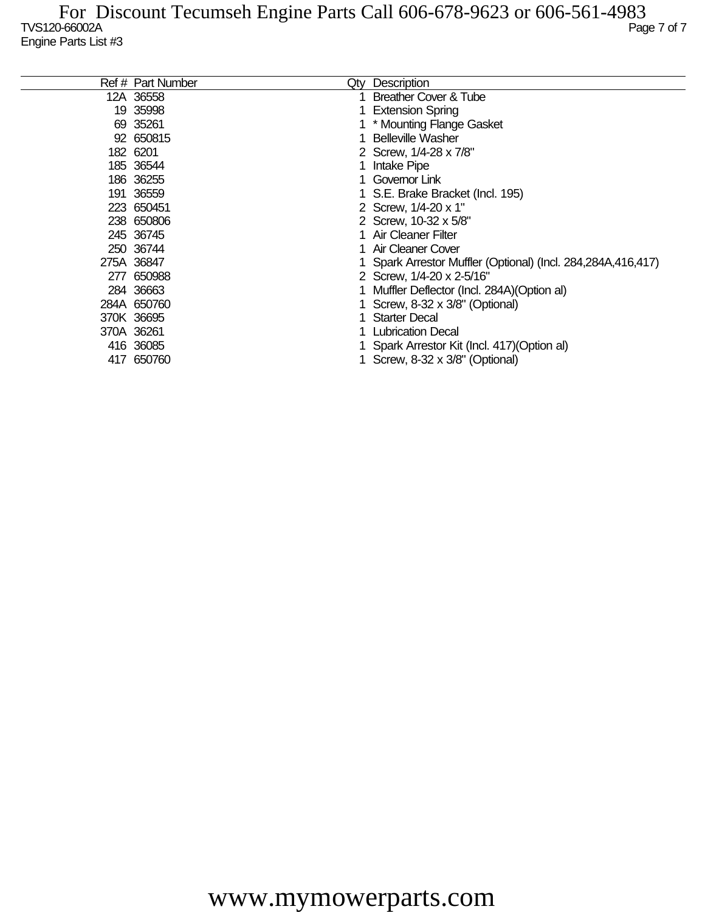| Ref # | Part Number | Qty | Description |
|---|---|---|---|
| 12A | 36558 | 1 | Breather Cover & Tube |
| 19 | 35998 | 1 | Extension Spring |
| 69 | 35261 | 1 | * Mounting Flange Gasket |
| 92 | 650815 | 1 | Belleville Washer |
| 182 | 6201 | 2 | Screw, 1/4-28 x 7/8" |
| 185 | 36544 | 1 | Intake Pipe |
| 186 | 36255 | 1 | Governor Link |
| 191 | 36559 | 1 | S.E. Brake Bracket (Incl. 195) |
| 223 | 650451 | 2 | Screw, 1/4-20 x 1" |
| 238 | 650806 | 2 | Screw, 10-32 x 5/8" |
| 245 | 36745 | 1 | Air Cleaner Filter |
| 250 | 36744 | 1 | Air Cleaner Cover |
| 275A | 36847 | 1 | Spark Arrestor Muffler (Optional) (Incl. 284,284A,416,417) |
| 277 | 650988 | 2 | Screw, 1/4-20 x 2-5/16" |
| 284 | 36663 | 1 | Muffler Deflector (Incl. 284A)(Option al) |
| 284A | 650760 | 1 | Screw, 8-32 x 3/8" (Optional) |
| 370K | 36695 | 1 | Starter Decal |
| 370A | 36261 | 1 | Lubrication Decal |
| 416 | 36085 | 1 | Spark Arrestor Kit (Incl. 417)(Option al) |
| 417 | 650760 | 1 | Screw, 8-32 x 3/8" (Optional) |